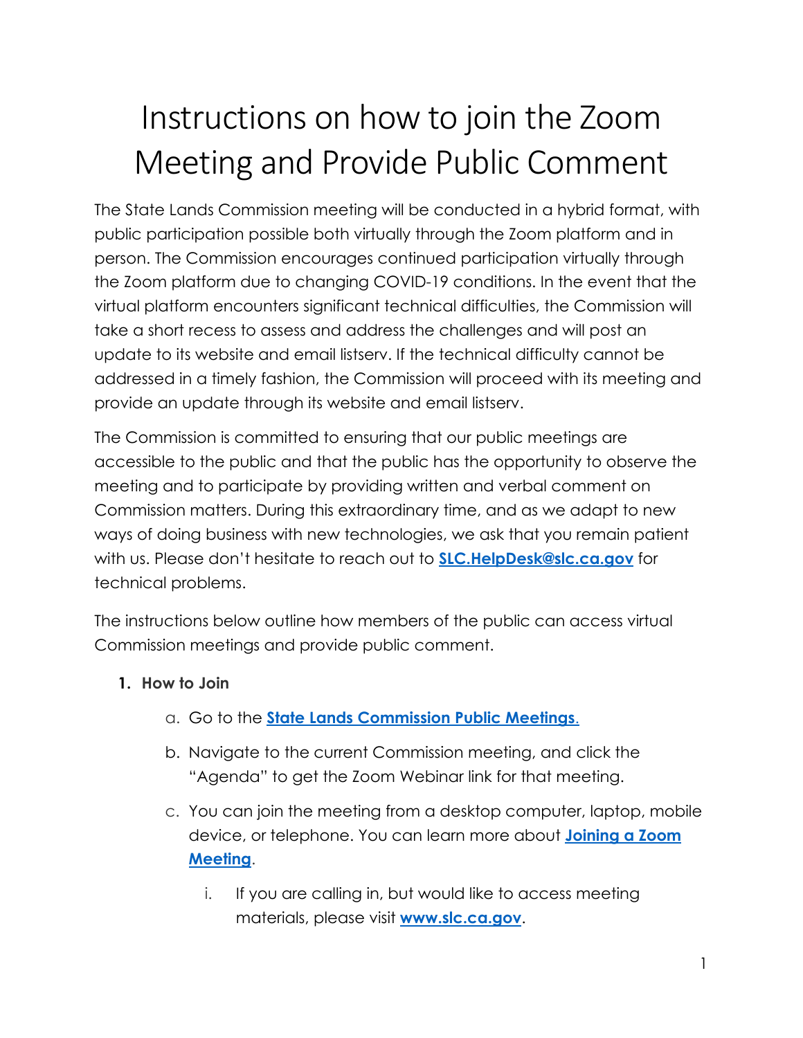# Instructions on how to join the Zoom Meeting and Provide Public Comment

The State Lands Commission meeting will be conducted in a hybrid format, with public participation possible both virtually through the Zoom platform and in person. The Commission encourages continued participation virtually through the Zoom platform due to changing COVID-19 conditions. In the event that the virtual platform encounters significant technical difficulties, the Commission will take a short recess to assess and address the challenges and will post an update to its website and email listserv. If the technical difficulty cannot be addressed in a timely fashion, the Commission will proceed with its meeting and provide an update through its website and email listserv.

The Commission is committed to ensuring that our public meetings are accessible to the public and that the public has the opportunity to observe the meeting and to participate by providing written and verbal comment on Commission matters. During this extraordinary time, and as we adapt to new ways of doing business with new technologies, we ask that you remain patient with us. Please don't hesitate to reach out to **SLC.HelpDesk@slc.ca.gov** for technical problems.

The instructions below outline how members of the public can access virtual Commission meetings and provide public comment.

1. **How to Join**
   a. Go to the **State Lands Commission Public Meetings**.
   b. Navigate to the current Commission meeting, and click the "Agenda" to get the Zoom Webinar link for that meeting.
   c. You can join the meeting from a desktop computer, laptop, mobile device, or telephone. You can learn more about **Joining a Zoom Meeting**.
      i. If you are calling in, but would like to access meeting materials, please visit **www.slc.ca.gov**.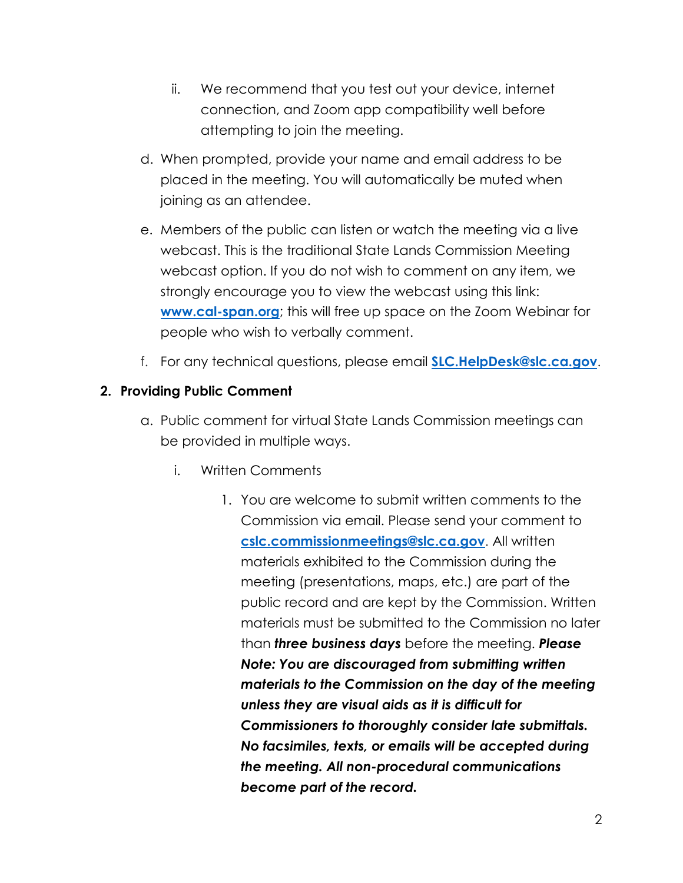ii. We recommend that you test out your device, internet connection, and Zoom app compatibility well before attempting to join the meeting.

d. When prompted, provide your name and email address to be placed in the meeting. You will automatically be muted when joining as an attendee.

e. Members of the public can listen or watch the meeting via a live webcast. This is the traditional State Lands Commission Meeting webcast option. If you do not wish to comment on any item, we strongly encourage you to view the webcast using this link: **[www.cal-span.org](http://www.cal-span.org)**; this will free up space on the Zoom Webinar for people who wish to verbally comment.

f. For any technical questions, please email **[SLC.HelpDesk@slc.ca.gov](mailto:SLC.HelpDesk@slc.ca.gov)**.

**2. Providing Public Comment**

a. Public comment for virtual State Lands Commission meetings can be provided in multiple ways.

   i. Written Comments

      1. You are welcome to submit written comments to the Commission via email. Please send your comment to **[cslc.commissionmeetings@slc.ca.gov](mailto:cslc.commissionmeetings@slc.ca.gov)**. All written materials exhibited to the Commission during the meeting (presentations, maps, etc.) are part of the public record and are kept by the Commission. Written materials must be submitted to the Commission no later than ***three business days*** before the meeting. ***Please Note: You are discouraged from submitting written materials to the Commission on the day of the meeting unless they are visual aids as it is difficult for Commissioners to thoroughly consider late submittals. No facsimiles, texts, or emails will be accepted during the meeting. All non-procedural communications become part of the record.***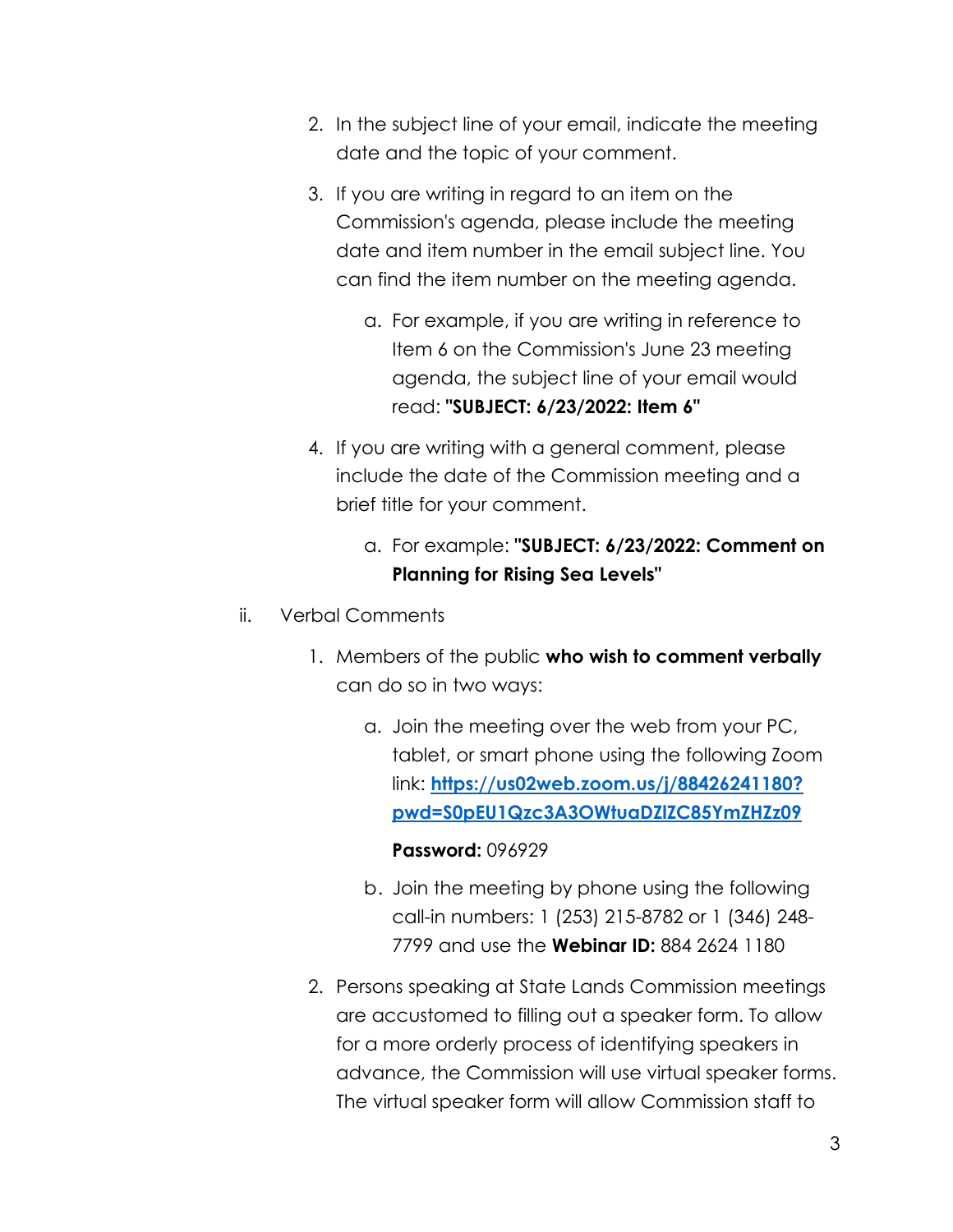2. In the subject line of your email, indicate the meeting date and the topic of your comment.

3. If you are writing in regard to an item on the Commission's agenda, please include the meeting date and item number in the email subject line. You can find the item number on the meeting agenda.

    a. For example, if you are writing in reference to Item 6 on the Commission's June 23 meeting agenda, the subject line of your email would read: **"SUBJECT: 6/23/2022: Item 6"**

4. If you are writing with a general comment, please include the date of the Commission meeting and a brief title for your comment.

    a. For example: **"SUBJECT: 6/23/2022: Comment on Planning for Rising Sea Levels"**

ii. Verbal Comments

1. Members of the public **who wish to comment verbally** can do so in two ways:

    a. Join the meeting over the web from your PC, tablet, or smart phone using the following Zoom link: **https://us02web.zoom.us/j/88426241180?pwd=S0pEU1Qzc3A3OWtuaDZlZC85YmZHZz09**

       **Password:** 096929

    b. Join the meeting by phone using the following call-in numbers: 1 (253) 215-8782 or 1 (346) 248-7799 and use the **Webinar ID:** 884 2624 1180

2. Persons speaking at State Lands Commission meetings are accustomed to filling out a speaker form. To allow for a more orderly process of identifying speakers in advance, the Commission will use virtual speaker forms. The virtual speaker form will allow Commission staff to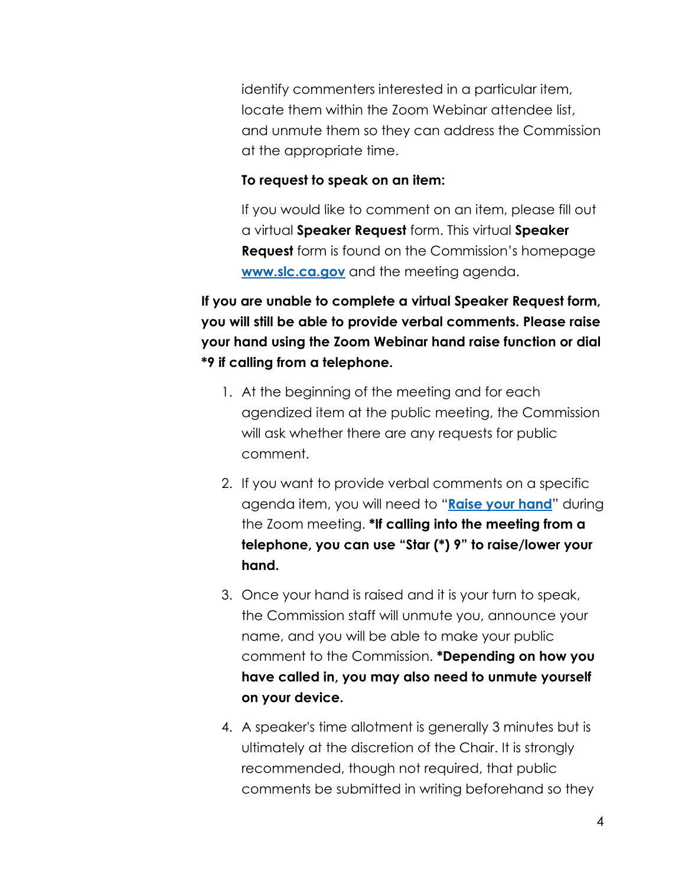identify commenters interested in a particular item, locate them within the Zoom Webinar attendee list, and unmute them so they can address the Commission at the appropriate time.

**To request to speak on an item:**

If you would like to comment on an item, please fill out a virtual **Speaker Request** form. This virtual **Speaker Request** form is found on the Commission's homepage [www.slc.ca.gov](http://www.slc.ca.gov) and the meeting agenda.

**If you are unable to complete a virtual Speaker Request form, you will still be able to provide verbal comments. Please raise your hand using the Zoom Webinar hand raise function or dial *9 if calling from a telephone.**

1. At the beginning of the meeting and for each agendized item at the public meeting, the Commission will ask whether there are any requests for public comment.
2. If you want to provide verbal comments on a specific agenda item, you will need to "**Raise your hand**" during the Zoom meeting. ***If calling into the meeting from a telephone, you can use "Star (*) 9" to raise/lower your hand.**
3. Once your hand is raised and it is your turn to speak, the Commission staff will unmute you, announce your name, and you will be able to make your public comment to the Commission. ***Depending on how you have called in, you may also need to unmute yourself on your device.**
4. A speaker's time allotment is generally 3 minutes but is ultimately at the discretion of the Chair. It is strongly recommended, though not required, that public comments be submitted in writing beforehand so they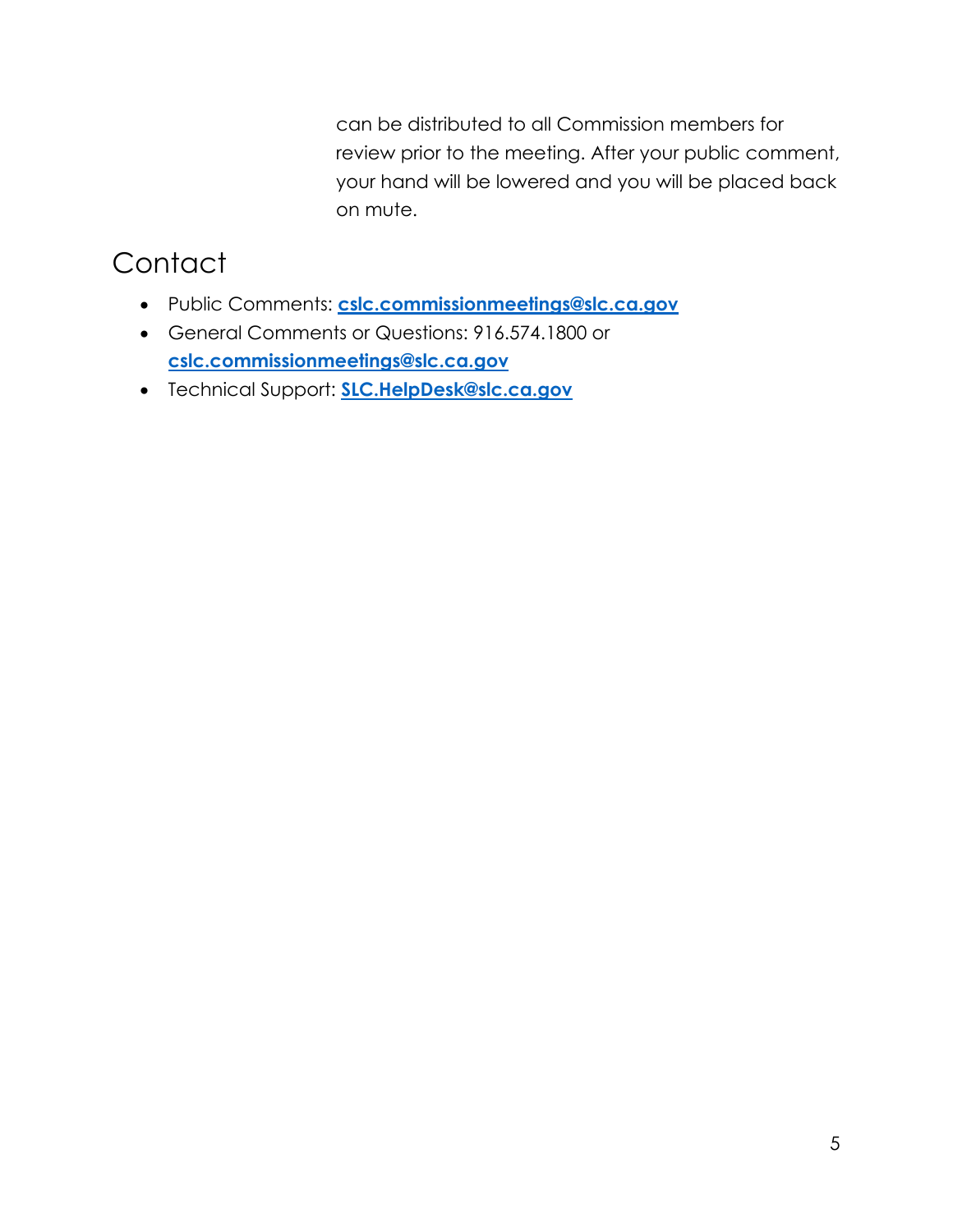can be distributed to all Commission members for review prior to the meeting. After your public comment, your hand will be lowered and you will be placed back on mute.

## Contact

- Public Comments: **cslc.commissionmeetings@slc.ca.gov**
- General Comments or Questions: 916.574.1800 or **cslc.commissionmeetings@slc.ca.gov**
- Technical Support: **SLC.HelpDesk@slc.ca.gov**